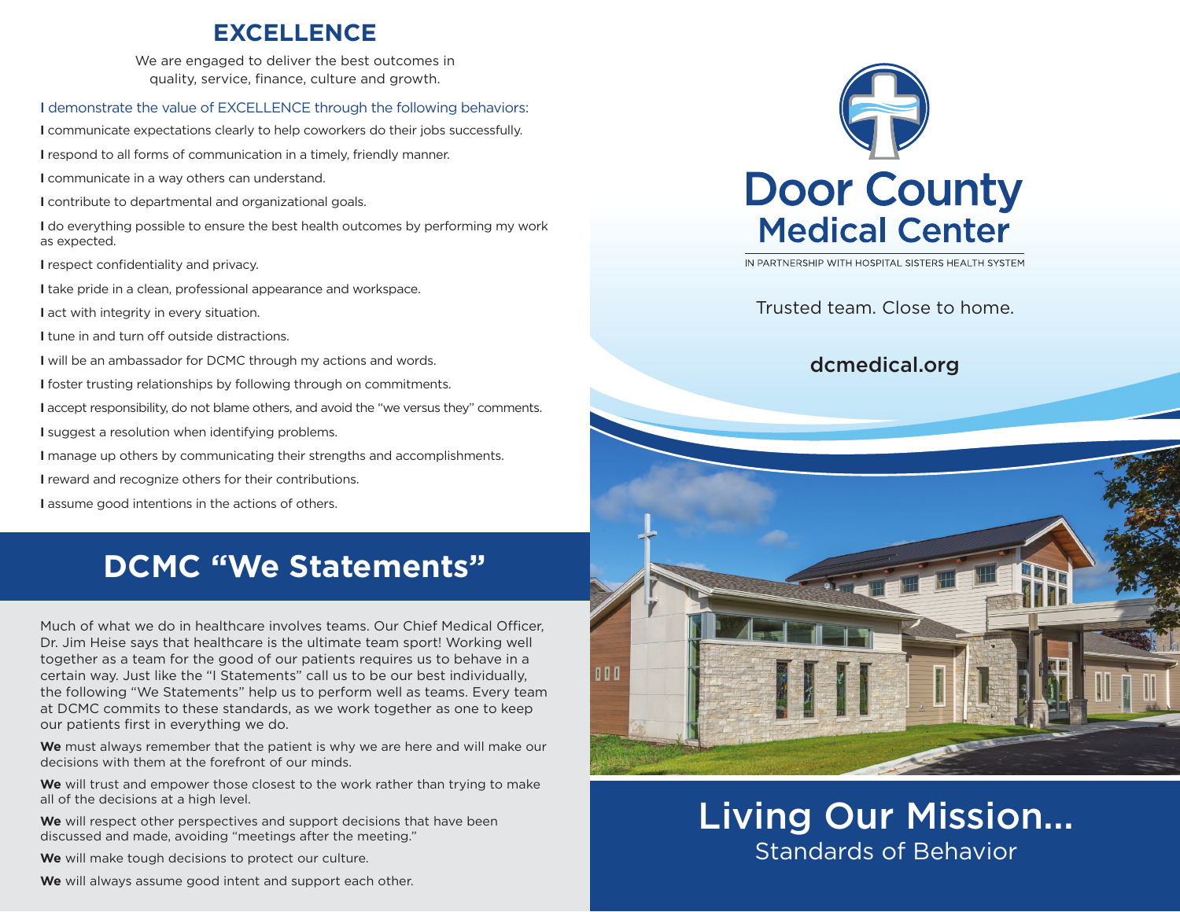## EXCELLENCE

We are engaged to deliver the best outcomes in quality, service, finance, culture and growth.

I demonstrate the value of EXCELLENCE through the following behaviors:

**I** communicate expectations clearly to help coworkers do their jobs successfully.

**I** respond to all forms of communication in a timely, friendly manner.

**I** communicate in a way others can understand.

**I** contribute to departmental and organizational goals.

**I** do everything possible to ensure the best health outcomes by performing my work as expected.

**I** respect confidentiality and privacy.

**I** take pride in a clean, professional appearance and workspace.

**I** act with integrity in every situation.

**I** tune in and turn off outside distractions.

**I** will be an ambassador for DCMC through my actions and words.

**I** foster trusting relationships by following through on commitments.

**I** accept responsibility, do not blame others, and avoid the "we versus they" comments.

**I** suggest a resolution when identifying problems.

**I** manage up others by communicating their strengths and accomplishments.

**I** reward and recognize others for their contributions.

**I** assume good intentions in the actions of others.

## DCMC "We Statements"

Much of what we do in healthcare involves teams. Our Chief Medical Officer, Dr. Jim Heise says that healthcare is the ultimate team sport! Working well together as a team for the good of our patients requires us to behave in a certain way. Just like the "I Statements" call us to be our best individually, the following "We Statements" help us to perform well as teams. Every team at DCMC commits to these standards, as we work together as one to keep our patients first in everything we do.

**We** must always remember that the patient is why we are here and will make our decisions with them at the forefront of our minds.

**We** will trust and empower those closest to the work rather than trying to make all of the decisions at a high level.

**We** will respect other perspectives and support decisions that have been discussed and made, avoiding "meetings after the meeting."

**We** will make tough decisions to protect our culture.

**We** will always assume good intent and support each other.

# Door County Medical Center

IN PARTNERSHIP WITH HOSPITAL SISTERS HEALTH SYSTEM

Trusted team. Close to home.

dcmedical.org

# Living Our Mission...

## Standards of Behavior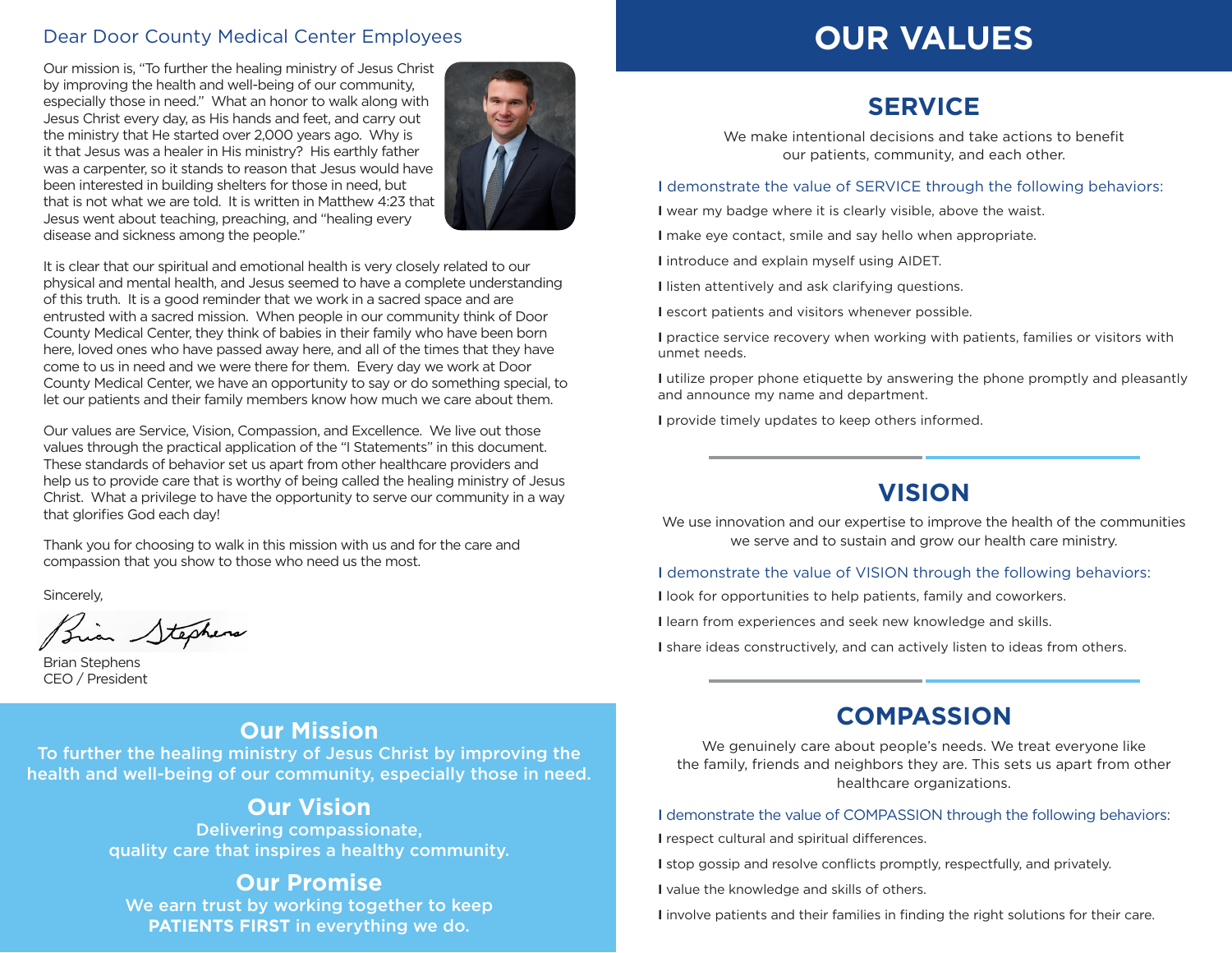Dear Door County Medical Center Employees

Our mission is, "To further the healing ministry of Jesus Christ by improving the health and well-being of our community, especially those in need." What an honor to walk along with Jesus Christ every day, as His hands and feet, and carry out the ministry that He started over 2,000 years ago. Why is it that Jesus was a healer in His ministry? His earthly father was a carpenter, so it stands to reason that Jesus would have been interested in building shelters for those in need, but that is not what we are told. It is written in Matthew 4:23 that Jesus went about teaching, preaching, and "healing every disease and sickness among the people."

It is clear that our spiritual and emotional health is very closely related to our physical and mental health, and Jesus seemed to have a complete understanding of this truth. It is a good reminder that we work in a sacred space and are entrusted with a sacred mission. When people in our community think of Door County Medical Center, they think of babies in their family who have been born here, loved ones who have passed away here, and all of the times that they have come to us in need and we were there for them. Every day we work at Door County Medical Center, we have an opportunity to say or do something special, to let our patients and their family members know how much we care about them.

Our values are Service, Vision, Compassion, and Excellence. We live out those values through the practical application of the "I Statements" in this document. These standards of behavior set us apart from other healthcare providers and help us to provide care that is worthy of being called the healing ministry of Jesus Christ. What a privilege to have the opportunity to serve our community in a way that glorifies God each day!

Thank you for choosing to walk in this mission with us and for the care and compassion that you show to those who need us the most.

Sincerely,

Brian Stephens
CEO / President

## Our Mission

To further the healing ministry of Jesus Christ by improving the health and well-being of our community, especially those in need.

## Our Vision

Delivering compassionate, quality care that inspires a healthy community.

## Our Promise

We earn trust by working together to keep **PATIENTS FIRST** in everything we do.

# OUR VALUES

## SERVICE

We make intentional decisions and take actions to benefit our patients, community, and each other.

I demonstrate the value of SERVICE through the following behaviors:

**I** wear my badge where it is clearly visible, above the waist.

**I** make eye contact, smile and say hello when appropriate.

**I** introduce and explain myself using AIDET.

**I** listen attentively and ask clarifying questions.

**I** escort patients and visitors whenever possible.

**I** practice service recovery when working with patients, families or visitors with unmet needs.

**I** utilize proper phone etiquette by answering the phone promptly and pleasantly and announce my name and department.

**I** provide timely updates to keep others informed.

## VISION

We use innovation and our expertise to improve the health of the communities we serve and to sustain and grow our health care ministry.

I demonstrate the value of VISION through the following behaviors:

**I** look for opportunities to help patients, family and coworkers.

**I** learn from experiences and seek new knowledge and skills.

**I** share ideas constructively, and can actively listen to ideas from others.

## COMPASSION

We genuinely care about people's needs. We treat everyone like the family, friends and neighbors they are. This sets us apart from other healthcare organizations.

I demonstrate the value of COMPASSION through the following behaviors:

**I** respect cultural and spiritual differences.

**I** stop gossip and resolve conflicts promptly, respectfully, and privately.

**I** value the knowledge and skills of others.

**I** involve patients and their families in finding the right solutions for their care.